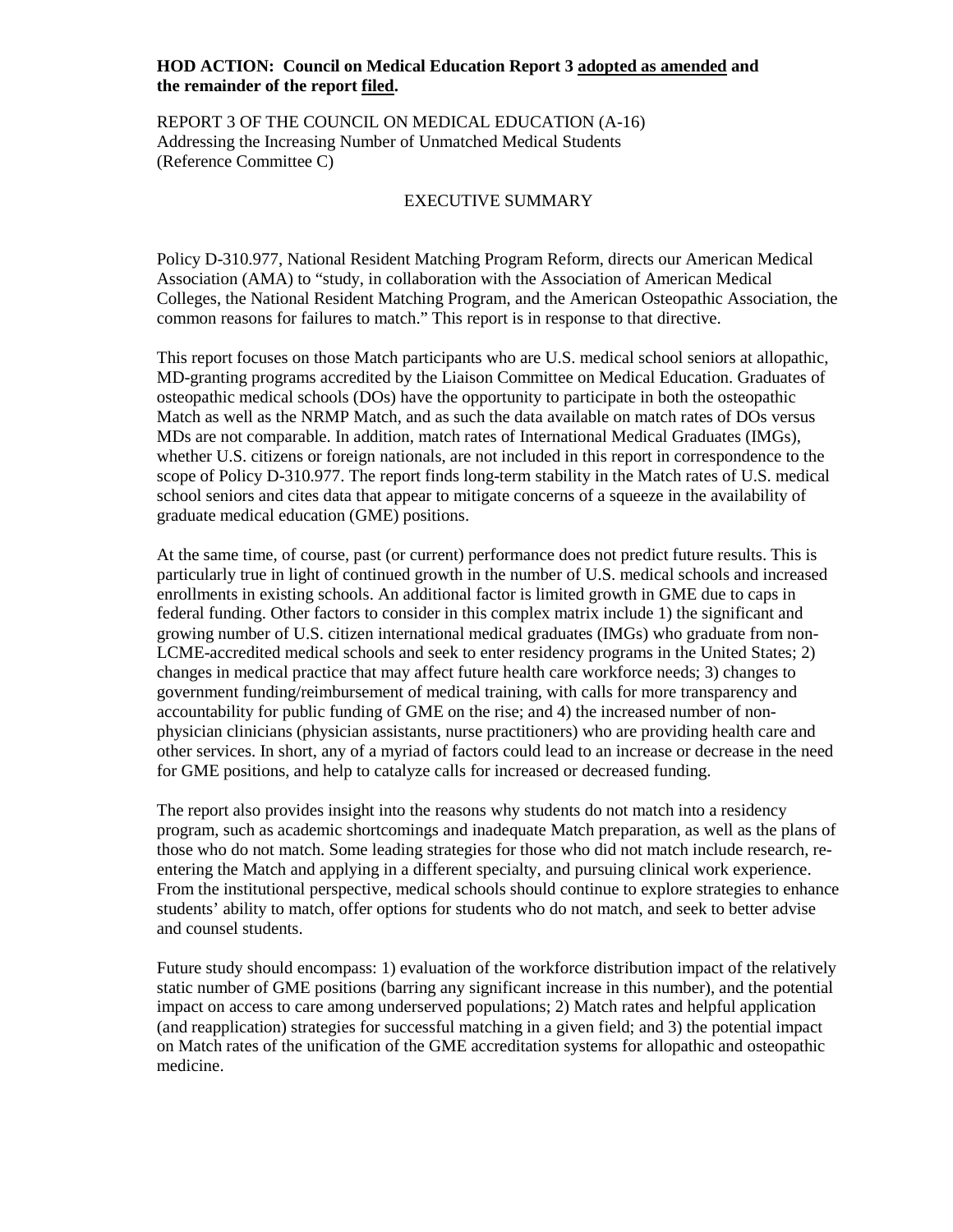**HOD ACTION: Council on Medical Education Report 3 adopted as amended and the remainder of the report filed.**

REPORT 3 OF THE COUNCIL ON MEDICAL EDUCATION (A-16)
Addressing the Increasing Number of Unmatched Medical Students
(Reference Committee C)

## EXECUTIVE SUMMARY

Policy D-310.977, National Resident Matching Program Reform, directs our American Medical Association (AMA) to "study, in collaboration with the Association of American Medical Colleges, the National Resident Matching Program, and the American Osteopathic Association, the common reasons for failures to match." This report is in response to that directive.

This report focuses on those Match participants who are U.S. medical school seniors at allopathic, MD-granting programs accredited by the Liaison Committee on Medical Education. Graduates of osteopathic medical schools (DOs) have the opportunity to participate in both the osteopathic Match as well as the NRMP Match, and as such the data available on match rates of DOs versus MDs are not comparable. In addition, match rates of International Medical Graduates (IMGs), whether U.S. citizens or foreign nationals, are not included in this report in correspondence to the scope of Policy D-310.977. The report finds long-term stability in the Match rates of U.S. medical school seniors and cites data that appear to mitigate concerns of a squeeze in the availability of graduate medical education (GME) positions.

At the same time, of course, past (or current) performance does not predict future results. This is particularly true in light of continued growth in the number of U.S. medical schools and increased enrollments in existing schools. An additional factor is limited growth in GME due to caps in federal funding. Other factors to consider in this complex matrix include 1) the significant and growing number of U.S. citizen international medical graduates (IMGs) who graduate from non-LCME-accredited medical schools and seek to enter residency programs in the United States; 2) changes in medical practice that may affect future health care workforce needs; 3) changes to government funding/reimbursement of medical training, with calls for more transparency and accountability for public funding of GME on the rise; and 4) the increased number of non-physician clinicians (physician assistants, nurse practitioners) who are providing health care and other services. In short, any of a myriad of factors could lead to an increase or decrease in the need for GME positions, and help to catalyze calls for increased or decreased funding.

The report also provides insight into the reasons why students do not match into a residency program, such as academic shortcomings and inadequate Match preparation, as well as the plans of those who do not match. Some leading strategies for those who did not match include research, re-entering the Match and applying in a different specialty, and pursuing clinical work experience. From the institutional perspective, medical schools should continue to explore strategies to enhance students' ability to match, offer options for students who do not match, and seek to better advise and counsel students.

Future study should encompass: 1) evaluation of the workforce distribution impact of the relatively static number of GME positions (barring any significant increase in this number), and the potential impact on access to care among underserved populations; 2) Match rates and helpful application (and reapplication) strategies for successful matching in a given field; and 3) the potential impact on Match rates of the unification of the GME accreditation systems for allopathic and osteopathic medicine.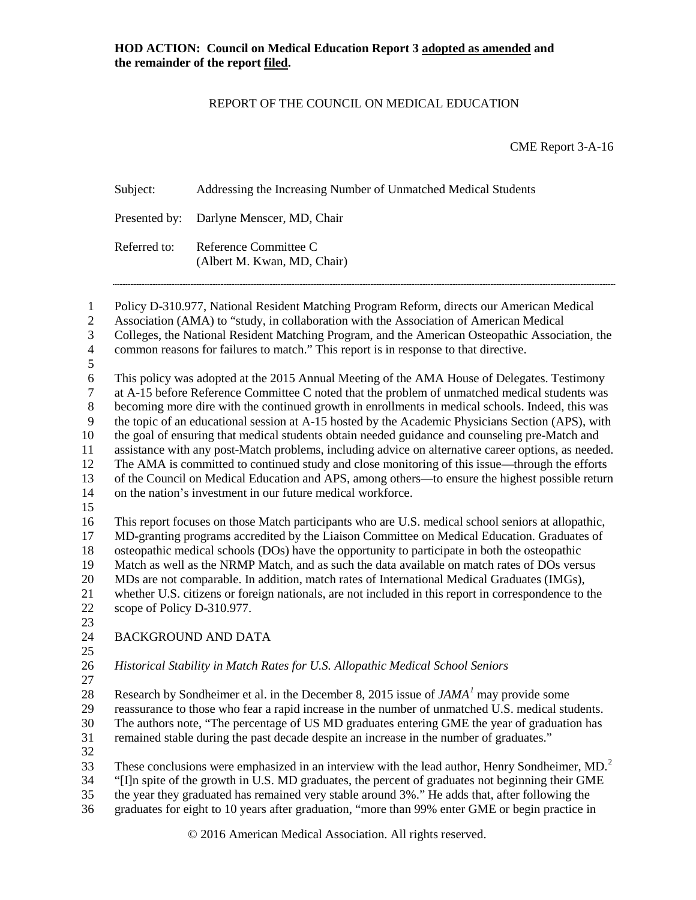**HOD ACTION: Council on Medical Education Report 3 adopted as amended and the remainder of the report filed.**

REPORT OF THE COUNCIL ON MEDICAL EDUCATION

CME Report 3-A-16

Subject: Addressing the Increasing Number of Unmatched Medical Students

Presented by: Darlyne Menscer, MD, Chair

Referred to: Reference Committee C
(Albert M. Kwan, MD, Chair)

---

Policy D-310.977, National Resident Matching Program Reform, directs our American Medical Association (AMA) to "study, in collaboration with the Association of American Medical Colleges, the National Resident Matching Program, and the American Osteopathic Association, the common reasons for failures to match." This report is in response to that directive.

This policy was adopted at the 2015 Annual Meeting of the AMA House of Delegates. Testimony at A-15 before Reference Committee C noted that the problem of unmatched medical students was becoming more dire with the continued growth in enrollments in medical schools. Indeed, this was the topic of an educational session at A-15 hosted by the Academic Physicians Section (APS), with the goal of ensuring that medical students obtain needed guidance and counseling pre-Match and assistance with any post-Match problems, including advice on alternative career options, as needed. The AMA is committed to continued study and close monitoring of this issue—through the efforts of the Council on Medical Education and APS, among others—to ensure the highest possible return on the nation's investment in our future medical workforce.

This report focuses on those Match participants who are U.S. medical school seniors at allopathic, MD-granting programs accredited by the Liaison Committee on Medical Education. Graduates of osteopathic medical schools (DOs) have the opportunity to participate in both the osteopathic Match as well as the NRMP Match, and as such the data available on match rates of DOs versus MDs are not comparable. In addition, match rates of International Medical Graduates (IMGs), whether U.S. citizens or foreign nationals, are not included in this report in correspondence to the scope of Policy D-310.977.

## BACKGROUND AND DATA

### *Historical Stability in Match Rates for U.S. Allopathic Medical School Seniors*

Research by Sondheimer et al. in the December 8, 2015 issue of *JAMA*[1] may provide some reassurance to those who fear a rapid increase in the number of unmatched U.S. medical students. The authors note, "The percentage of US MD graduates entering GME the year of graduation has remained stable during the past decade despite an increase in the number of graduates."

These conclusions were emphasized in an interview with the lead author, Henry Sondheimer, MD.[2] "[I]n spite of the growth in U.S. MD graduates, the percent of graduates not beginning their GME the year they graduated has remained very stable around 3%." He adds that, after following the graduates for eight to 10 years after graduation, "more than 99% enter GME or begin practice in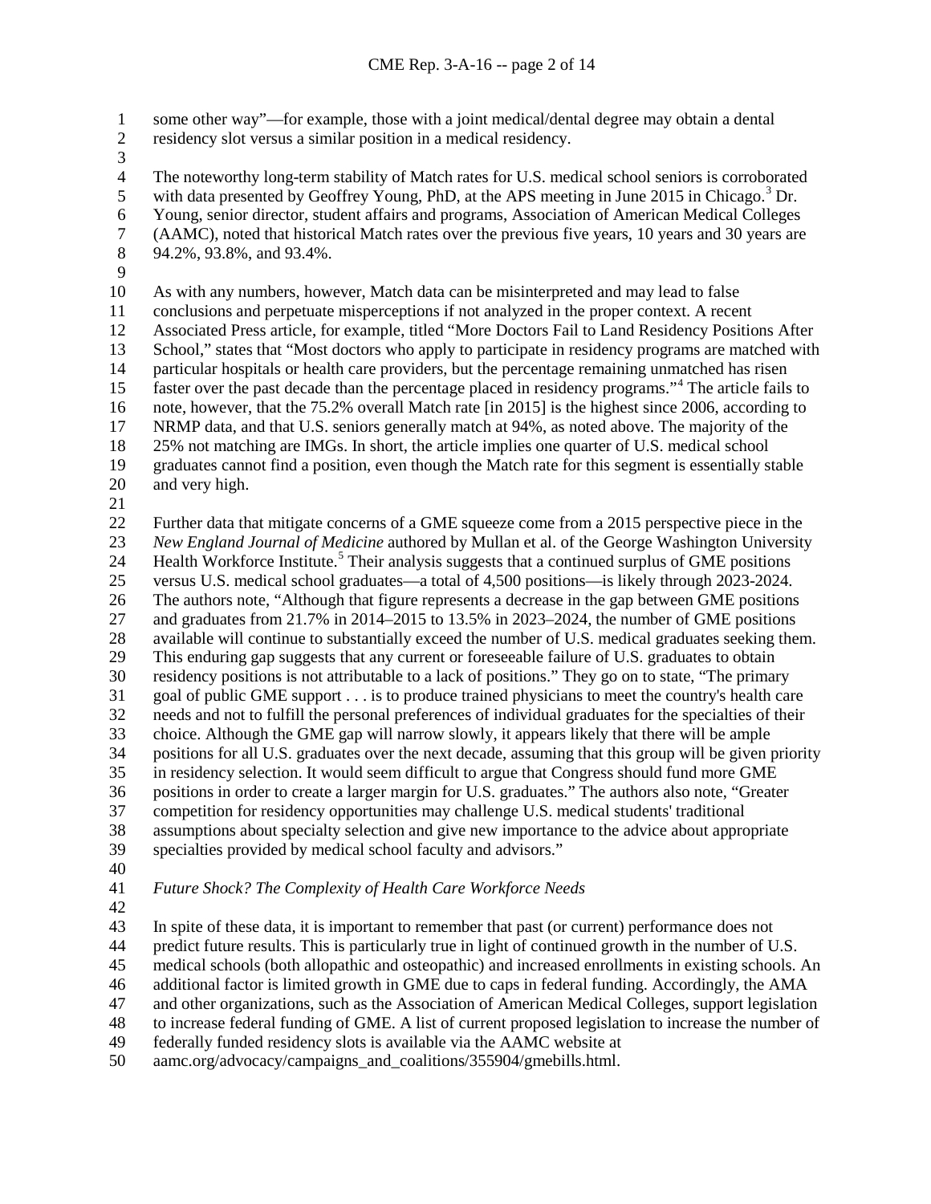some other way"—for example, those with a joint medical/dental degree may obtain a dental residency slot versus a similar position in a medical residency.

The noteworthy long-term stability of Match rates for U.S. medical school seniors is corroborated with data presented by Geoffrey Young, PhD, at the APS meeting in June 2015 in Chicago.[3] Dr. Young, senior director, student affairs and programs, Association of American Medical Colleges (AAMC), noted that historical Match rates over the previous five years, 10 years and 30 years are 94.2%, 93.8%, and 93.4%.

As with any numbers, however, Match data can be misinterpreted and may lead to false conclusions and perpetuate misperceptions if not analyzed in the proper context. A recent Associated Press article, for example, titled "More Doctors Fail to Land Residency Positions After School," states that "Most doctors who apply to participate in residency programs are matched with particular hospitals or health care providers, but the percentage remaining unmatched has risen faster over the past decade than the percentage placed in residency programs."[4] The article fails to note, however, that the 75.2% overall Match rate [in 2015] is the highest since 2006, according to NRMP data, and that U.S. seniors generally match at 94%, as noted above. The majority of the 25% not matching are IMGs. In short, the article implies one quarter of U.S. medical school graduates cannot find a position, even though the Match rate for this segment is essentially stable and very high.

Further data that mitigate concerns of a GME squeeze come from a 2015 perspective piece in the *New England Journal of Medicine* authored by Mullan et al. of the George Washington University Health Workforce Institute.[5] Their analysis suggests that a continued surplus of GME positions versus U.S. medical school graduates—a total of 4,500 positions—is likely through 2023-2024. The authors note, "Although that figure represents a decrease in the gap between GME positions and graduates from 21.7% in 2014–2015 to 13.5% in 2023–2024, the number of GME positions available will continue to substantially exceed the number of U.S. medical graduates seeking them. This enduring gap suggests that any current or foreseeable failure of U.S. graduates to obtain residency positions is not attributable to a lack of positions." They go on to state, "The primary goal of public GME support . . . is to produce trained physicians to meet the country's health care needs and not to fulfill the personal preferences of individual graduates for the specialties of their choice. Although the GME gap will narrow slowly, it appears likely that there will be ample positions for all U.S. graduates over the next decade, assuming that this group will be given priority in residency selection. It would seem difficult to argue that Congress should fund more GME positions in order to create a larger margin for U.S. graduates." The authors also note, "Greater competition for residency opportunities may challenge U.S. medical students' traditional assumptions about specialty selection and give new importance to the advice about appropriate specialties provided by medical school faculty and advisors."

*Future Shock? The Complexity of Health Care Workforce Needs*

In spite of these data, it is important to remember that past (or current) performance does not predict future results. This is particularly true in light of continued growth in the number of U.S. medical schools (both allopathic and osteopathic) and increased enrollments in existing schools. An additional factor is limited growth in GME due to caps in federal funding. Accordingly, the AMA and other organizations, such as the Association of American Medical Colleges, support legislation to increase federal funding of GME. A list of current proposed legislation to increase the number of federally funded residency slots is available via the AAMC website at aamc.org/advocacy/campaigns_and_coalitions/355904/gmebills.html.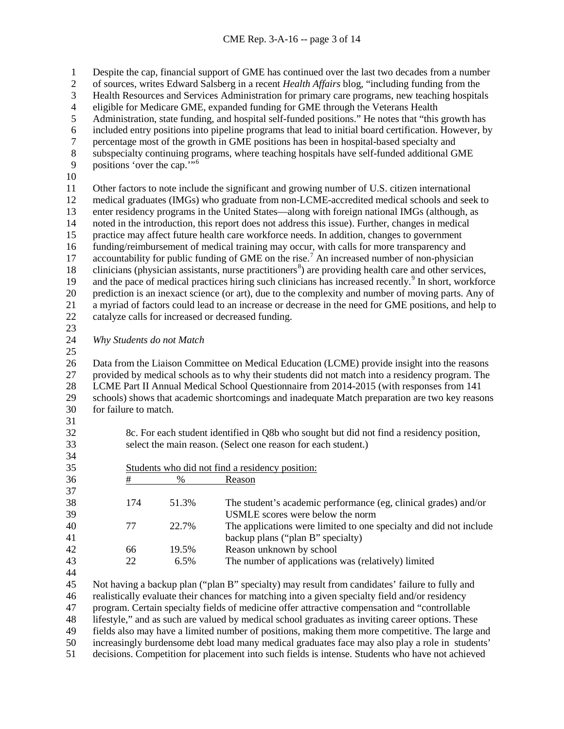Despite the cap, financial support of GME has continued over the last two decades from a number of sources, writes Edward Salsberg in a recent *Health Affairs* blog, "including funding from the Health Resources and Services Administration for primary care programs, new teaching hospitals eligible for Medicare GME, expanded funding for GME through the Veterans Health Administration, state funding, and hospital self-funded positions." He notes that "this growth has included entry positions into pipeline programs that lead to initial board certification. However, by percentage most of the growth in GME positions has been in hospital-based specialty and subspecialty continuing programs, where teaching hospitals have self-funded additional GME positions 'over the cap.'"[6]

Other factors to note include the significant and growing number of U.S. citizen international medical graduates (IMGs) who graduate from non-LCME-accredited medical schools and seek to enter residency programs in the United States—along with foreign national IMGs (although, as noted in the introduction, this report does not address this issue). Further, changes in medical practice may affect future health care workforce needs. In addition, changes to government funding/reimbursement of medical training may occur, with calls for more transparency and accountability for public funding of GME on the rise.[7] An increased number of non-physician clinicians (physician assistants, nurse practitioners[8]) are providing health care and other services, and the pace of medical practices hiring such clinicians has increased recently.[9] In short, workforce prediction is an inexact science (or art), due to the complexity and number of moving parts. Any of a myriad of factors could lead to an increase or decrease in the need for GME positions, and help to catalyze calls for increased or decreased funding.

*Why Students do not Match*

Data from the Liaison Committee on Medical Education (LCME) provide insight into the reasons provided by medical schools as to why their students did not match into a residency program. The LCME Part II Annual Medical School Questionnaire from 2014-2015 (with responses from 141 schools) shows that academic shortcomings and inadequate Match preparation are two key reasons for failure to match.

> 8c. For each student identified in Q8b who sought but did not find a residency position, select the main reason. (Select one reason for each student.)

Students who did not find a residency position:

| # | % | Reason |
|---|---|---|
| 174 | 51.3% | The student's academic performance (eg, clinical grades) and/or USMLE scores were below the norm |
| 77 | 22.7% | The applications were limited to one specialty and did not include backup plans ("plan B" specialty) |
| 66 | 19.5% | Reason unknown by school |
| 22 | 6.5% | The number of applications was (relatively) limited |

Not having a backup plan ("plan B" specialty) may result from candidates' failure to fully and realistically evaluate their chances for matching into a given specialty field and/or residency program. Certain specialty fields of medicine offer attractive compensation and "controllable lifestyle," and as such are valued by medical school graduates as inviting career options. These fields also may have a limited number of positions, making them more competitive. The large and increasingly burdensome debt load many medical graduates face may also play a role in students' decisions. Competition for placement into such fields is intense. Students who have not achieved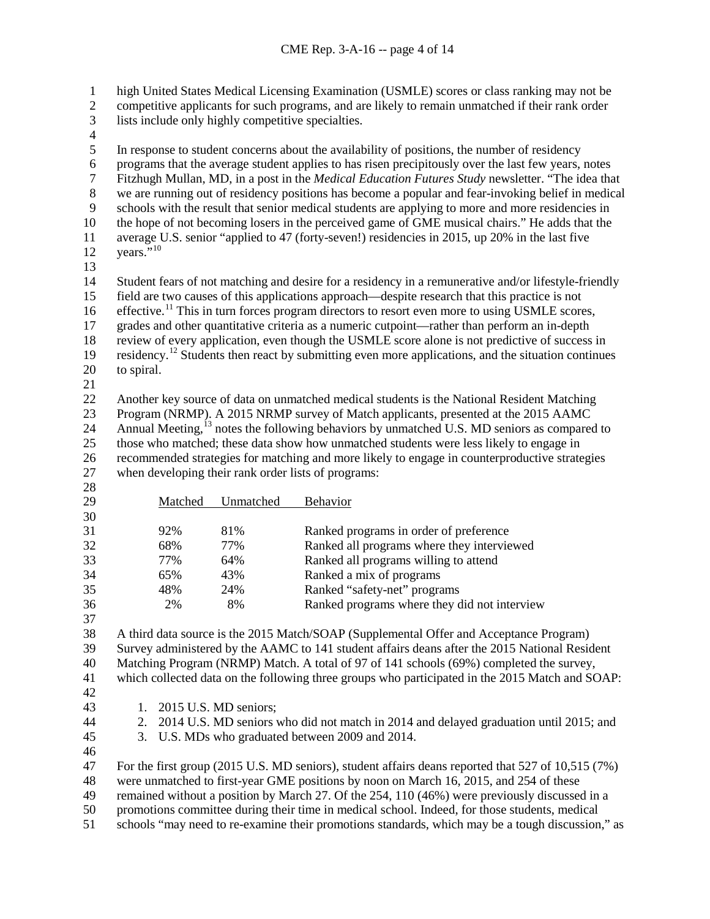high United States Medical Licensing Examination (USMLE) scores or class ranking may not be competitive applicants for such programs, and are likely to remain unmatched if their rank order lists include only highly competitive specialties.

In response to student concerns about the availability of positions, the number of residency programs that the average student applies to has risen precipitously over the last few years, notes Fitzhugh Mullan, MD, in a post in the *Medical Education Futures Study* newsletter. "The idea that we are running out of residency positions has become a popular and fear-invoking belief in medical schools with the result that senior medical students are applying to more and more residencies in the hope of not becoming losers in the perceived game of GME musical chairs." He adds that the average U.S. senior "applied to 47 (forty-seven!) residencies in 2015, up 20% in the last five years."[10]

Student fears of not matching and desire for a residency in a remunerative and/or lifestyle-friendly field are two causes of this applications approach—despite research that this practice is not effective.[11] This in turn forces program directors to resort even more to using USMLE scores, grades and other quantitative criteria as a numeric cutpoint—rather than perform an in-depth review of every application, even though the USMLE score alone is not predictive of success in residency.[12] Students then react by submitting even more applications, and the situation continues to spiral.

Another key source of data on unmatched medical students is the National Resident Matching Program (NRMP). A 2015 NRMP survey of Match applicants, presented at the 2015 AAMC Annual Meeting,[13] notes the following behaviors by unmatched U.S. MD seniors as compared to those who matched; these data show how unmatched students were less likely to engage in recommended strategies for matching and more likely to engage in counterproductive strategies when developing their rank order lists of programs:

| Matched | Unmatched | Behavior |
|---|---|---|
| 92% | 81% | Ranked programs in order of preference |
| 68% | 77% | Ranked all programs where they interviewed |
| 77% | 64% | Ranked all programs willing to attend |
| 65% | 43% | Ranked a mix of programs |
| 48% | 24% | Ranked "safety-net" programs |
| 2% | 8% | Ranked programs where they did not interview |

A third data source is the 2015 Match/SOAP (Supplemental Offer and Acceptance Program) Survey administered by the AAMC to 141 student affairs deans after the 2015 National Resident Matching Program (NRMP) Match. A total of 97 of 141 schools (69%) completed the survey, which collected data on the following three groups who participated in the 2015 Match and SOAP:

1. 2015 U.S. MD seniors;
2. 2014 U.S. MD seniors who did not match in 2014 and delayed graduation until 2015; and
3. U.S. MDs who graduated between 2009 and 2014.

For the first group (2015 U.S. MD seniors), student affairs deans reported that 527 of 10,515 (7%) were unmatched to first-year GME positions by noon on March 16, 2015, and 254 of these remained without a position by March 27. Of the 254, 110 (46%) were previously discussed in a promotions committee during their time in medical school. Indeed, for those students, medical schools "may need to re-examine their promotions standards, which may be a tough discussion," as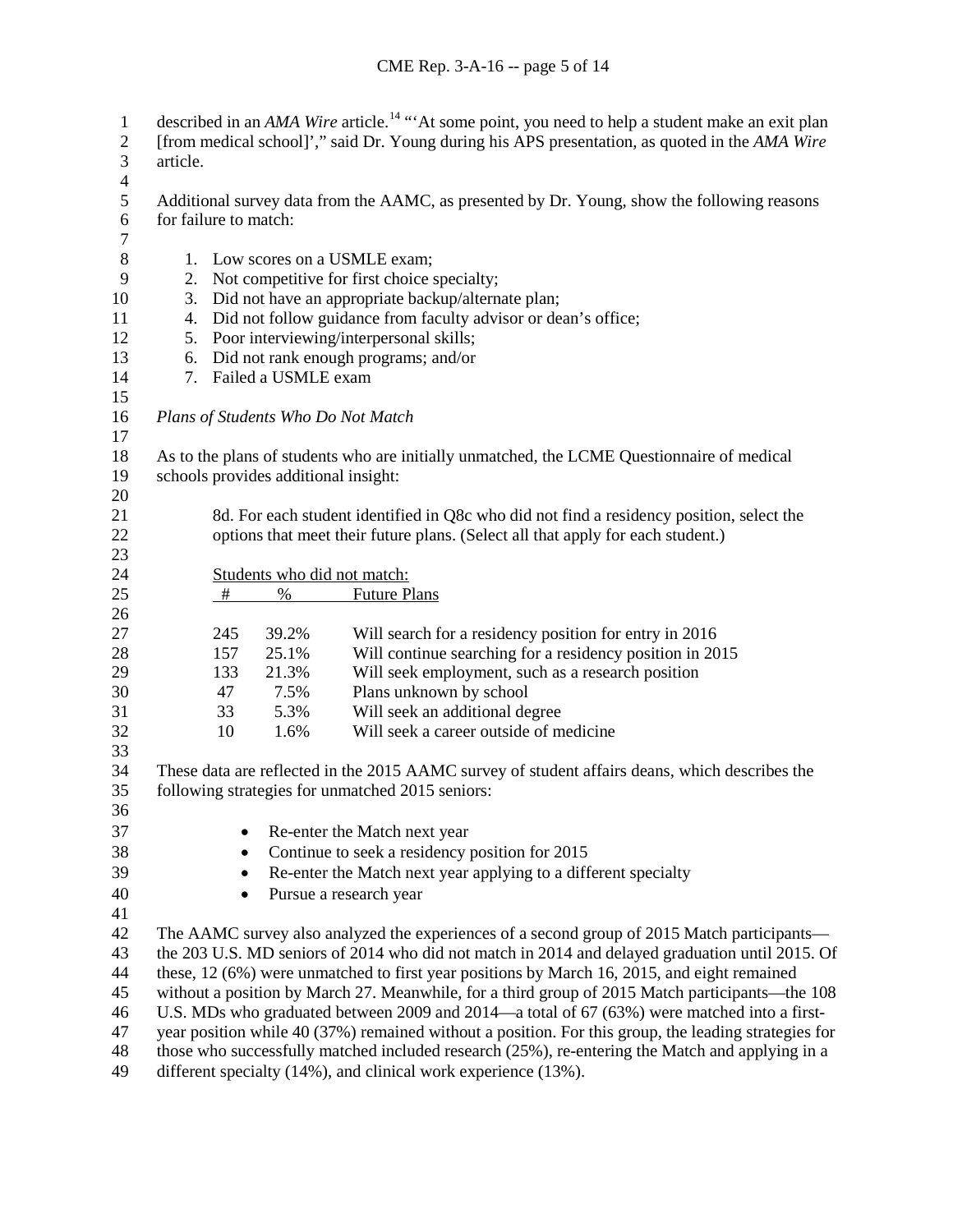described in an *AMA Wire* article.[14] "'At some point, you need to help a student make an exit plan [from medical school]'," said Dr. Young during his APS presentation, as quoted in the *AMA Wire* article.

Additional survey data from the AAMC, as presented by Dr. Young, show the following reasons for failure to match:

1. Low scores on a USMLE exam;
2. Not competitive for first choice specialty;
3. Did not have an appropriate backup/alternate plan;
4. Did not follow guidance from faculty advisor or dean's office;
5. Poor interviewing/interpersonal skills;
6. Did not rank enough programs; and/or
7. Failed a USMLE exam

*Plans of Students Who Do Not Match*

As to the plans of students who are initially unmatched, the LCME Questionnaire of medical schools provides additional insight:

> 8d. For each student identified in Q8c who did not find a residency position, select the options that meet their future plans. (Select all that apply for each student.)

Students who did not match:

| # | % | Future Plans |
|---|---|---|
| 245 | 39.2% | Will search for a residency position for entry in 2016 |
| 157 | 25.1% | Will continue searching for a residency position in 2015 |
| 133 | 21.3% | Will seek employment, such as a research position |
| 47 | 7.5% | Plans unknown by school |
| 33 | 5.3% | Will seek an additional degree |
| 10 | 1.6% | Will seek a career outside of medicine |

These data are reflected in the 2015 AAMC survey of student affairs deans, which describes the following strategies for unmatched 2015 seniors:

- Re-enter the Match next year
- Continue to seek a residency position for 2015
- Re-enter the Match next year applying to a different specialty
- Pursue a research year

The AAMC survey also analyzed the experiences of a second group of 2015 Match participants—the 203 U.S. MD seniors of 2014 who did not match in 2014 and delayed graduation until 2015. Of these, 12 (6%) were unmatched to first year positions by March 16, 2015, and eight remained without a position by March 27. Meanwhile, for a third group of 2015 Match participants—the 108 U.S. MDs who graduated between 2009 and 2014—a total of 67 (63%) were matched into a first-year position while 40 (37%) remained without a position. For this group, the leading strategies for those who successfully matched included research (25%), re-entering the Match and applying in a different specialty (14%), and clinical work experience (13%).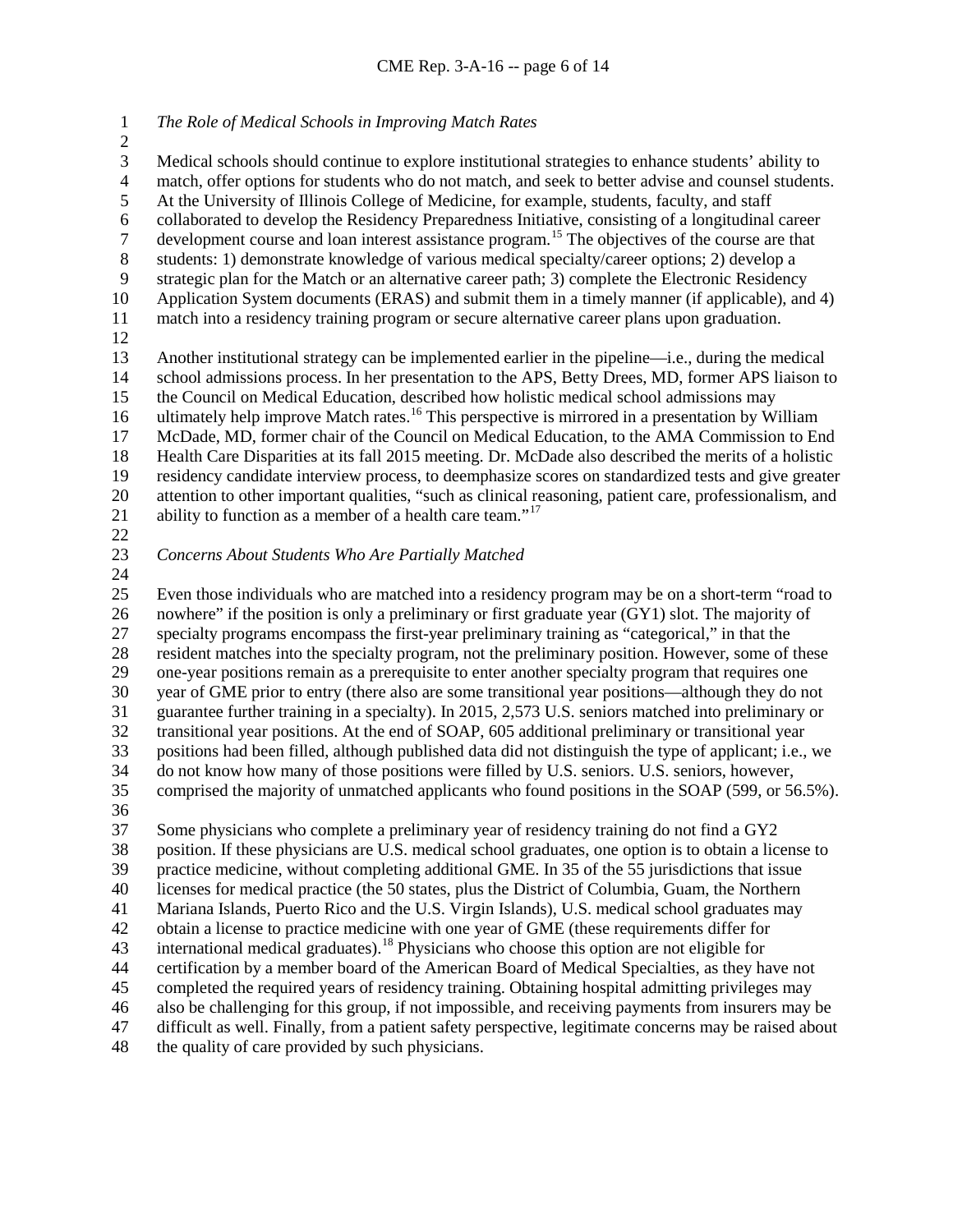*The Role of Medical Schools in Improving Match Rates*

Medical schools should continue to explore institutional strategies to enhance students' ability to match, offer options for students who do not match, and seek to better advise and counsel students. At the University of Illinois College of Medicine, for example, students, faculty, and staff collaborated to develop the Residency Preparedness Initiative, consisting of a longitudinal career development course and loan interest assistance program.[15] The objectives of the course are that students: 1) demonstrate knowledge of various medical specialty/career options; 2) develop a strategic plan for the Match or an alternative career path; 3) complete the Electronic Residency Application System documents (ERAS) and submit them in a timely manner (if applicable), and 4) match into a residency training program or secure alternative career plans upon graduation.

Another institutional strategy can be implemented earlier in the pipeline—i.e., during the medical school admissions process. In her presentation to the APS, Betty Drees, MD, former APS liaison to the Council on Medical Education, described how holistic medical school admissions may ultimately help improve Match rates.[16] This perspective is mirrored in a presentation by William McDade, MD, former chair of the Council on Medical Education, to the AMA Commission to End Health Care Disparities at its fall 2015 meeting. Dr. McDade also described the merits of a holistic residency candidate interview process, to deemphasize scores on standardized tests and give greater attention to other important qualities, "such as clinical reasoning, patient care, professionalism, and ability to function as a member of a health care team."[17]

*Concerns About Students Who Are Partially Matched*

Even those individuals who are matched into a residency program may be on a short-term "road to nowhere" if the position is only a preliminary or first graduate year (GY1) slot. The majority of specialty programs encompass the first-year preliminary training as "categorical," in that the resident matches into the specialty program, not the preliminary position. However, some of these one-year positions remain as a prerequisite to enter another specialty program that requires one year of GME prior to entry (there also are some transitional year positions—although they do not guarantee further training in a specialty). In 2015, 2,573 U.S. seniors matched into preliminary or transitional year positions. At the end of SOAP, 605 additional preliminary or transitional year positions had been filled, although published data did not distinguish the type of applicant; i.e., we do not know how many of those positions were filled by U.S. seniors. U.S. seniors, however, comprised the majority of unmatched applicants who found positions in the SOAP (599, or 56.5%).

Some physicians who complete a preliminary year of residency training do not find a GY2 position. If these physicians are U.S. medical school graduates, one option is to obtain a license to practice medicine, without completing additional GME. In 35 of the 55 jurisdictions that issue licenses for medical practice (the 50 states, plus the District of Columbia, Guam, the Northern Mariana Islands, Puerto Rico and the U.S. Virgin Islands), U.S. medical school graduates may obtain a license to practice medicine with one year of GME (these requirements differ for international medical graduates).[18] Physicians who choose this option are not eligible for certification by a member board of the American Board of Medical Specialties, as they have not completed the required years of residency training. Obtaining hospital admitting privileges may also be challenging for this group, if not impossible, and receiving payments from insurers may be difficult as well. Finally, from a patient safety perspective, legitimate concerns may be raised about the quality of care provided by such physicians.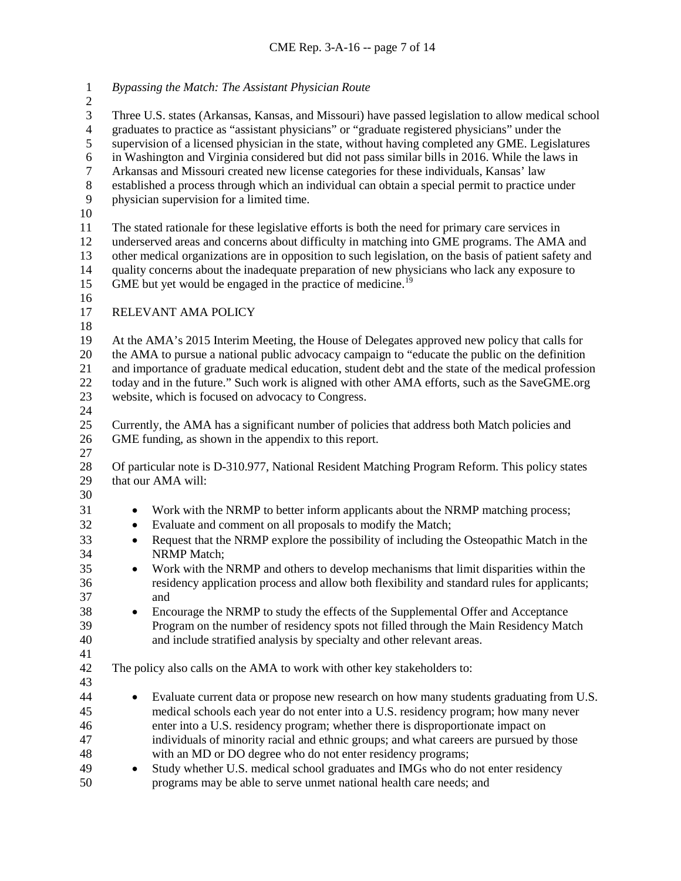*Bypassing the Match: The Assistant Physician Route*

Three U.S. states (Arkansas, Kansas, and Missouri) have passed legislation to allow medical school graduates to practice as "assistant physicians" or "graduate registered physicians" under the supervision of a licensed physician in the state, without having completed any GME. Legislatures in Washington and Virginia considered but did not pass similar bills in 2016. While the laws in Arkansas and Missouri created new license categories for these individuals, Kansas' law established a process through which an individual can obtain a special permit to practice under physician supervision for a limited time.

The stated rationale for these legislative efforts is both the need for primary care services in underserved areas and concerns about difficulty in matching into GME programs. The AMA and other medical organizations are in opposition to such legislation, on the basis of patient safety and quality concerns about the inadequate preparation of new physicians who lack any exposure to GME but yet would be engaged in the practice of medicine.[19]

## RELEVANT AMA POLICY

At the AMA's 2015 Interim Meeting, the House of Delegates approved new policy that calls for the AMA to pursue a national public advocacy campaign to "educate the public on the definition and importance of graduate medical education, student debt and the state of the medical profession today and in the future." Such work is aligned with other AMA efforts, such as the SaveGME.org website, which is focused on advocacy to Congress.

Currently, the AMA has a significant number of policies that address both Match policies and GME funding, as shown in the appendix to this report.

Of particular note is D-310.977, National Resident Matching Program Reform. This policy states that our AMA will:

- Work with the NRMP to better inform applicants about the NRMP matching process;
- Evaluate and comment on all proposals to modify the Match;
- Request that the NRMP explore the possibility of including the Osteopathic Match in the NRMP Match;
- Work with the NRMP and others to develop mechanisms that limit disparities within the residency application process and allow both flexibility and standard rules for applicants; and
- Encourage the NRMP to study the effects of the Supplemental Offer and Acceptance Program on the number of residency spots not filled through the Main Residency Match and include stratified analysis by specialty and other relevant areas.

The policy also calls on the AMA to work with other key stakeholders to:

- Evaluate current data or propose new research on how many students graduating from U.S. medical schools each year do not enter into a U.S. residency program; how many never enter into a U.S. residency program; whether there is disproportionate impact on individuals of minority racial and ethnic groups; and what careers are pursued by those with an MD or DO degree who do not enter residency programs;
- Study whether U.S. medical school graduates and IMGs who do not enter residency programs may be able to serve unmet national health care needs; and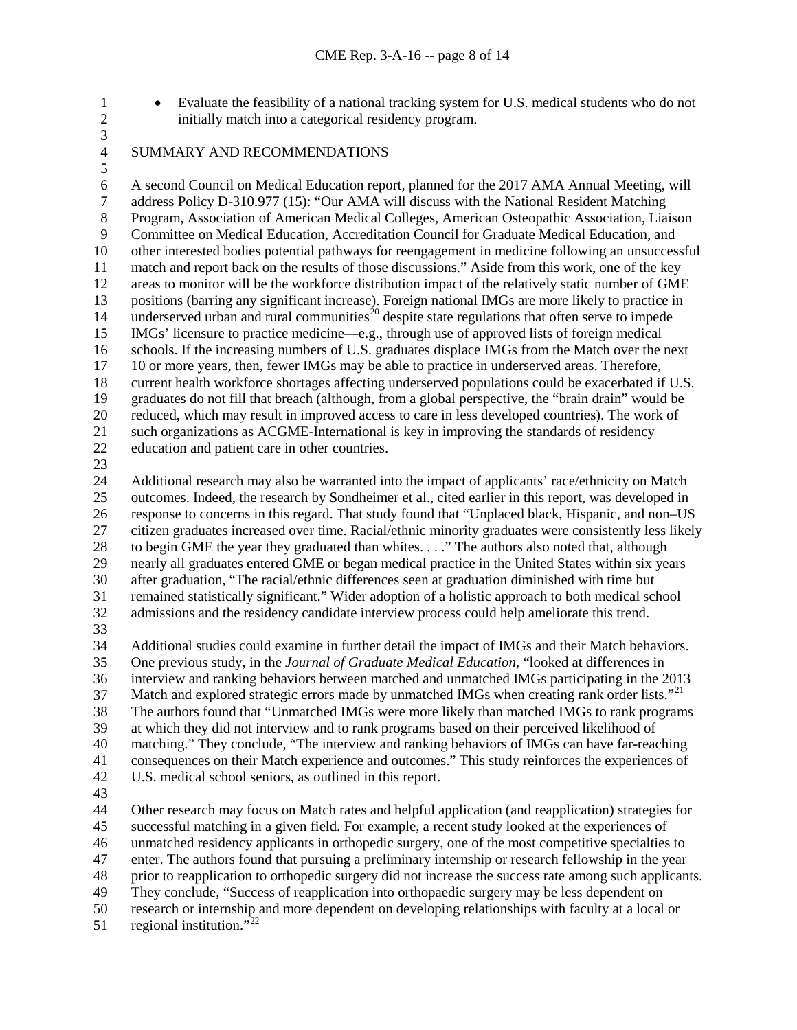- Evaluate the feasibility of a national tracking system for U.S. medical students who do not initially match into a categorical residency program.

## SUMMARY AND RECOMMENDATIONS

A second Council on Medical Education report, planned for the 2017 AMA Annual Meeting, will address Policy D-310.977 (15): "Our AMA will discuss with the National Resident Matching Program, Association of American Medical Colleges, American Osteopathic Association, Liaison Committee on Medical Education, Accreditation Council for Graduate Medical Education, and other interested bodies potential pathways for reengagement in medicine following an unsuccessful match and report back on the results of those discussions." Aside from this work, one of the key areas to monitor will be the workforce distribution impact of the relatively static number of GME positions (barring any significant increase). Foreign national IMGs are more likely to practice in underserved urban and rural communities[20] despite state regulations that often serve to impede IMGs' licensure to practice medicine—e.g., through use of approved lists of foreign medical schools. If the increasing numbers of U.S. graduates displace IMGs from the Match over the next 10 or more years, then, fewer IMGs may be able to practice in underserved areas. Therefore, current health workforce shortages affecting underserved populations could be exacerbated if U.S. graduates do not fill that breach (although, from a global perspective, the "brain drain" would be reduced, which may result in improved access to care in less developed countries). The work of such organizations as ACGME-International is key in improving the standards of residency education and patient care in other countries.

Additional research may also be warranted into the impact of applicants' race/ethnicity on Match outcomes. Indeed, the research by Sondheimer et al., cited earlier in this report, was developed in response to concerns in this regard. That study found that "Unplaced black, Hispanic, and non–US citizen graduates increased over time. Racial/ethnic minority graduates were consistently less likely to begin GME the year they graduated than whites. . . ." The authors also noted that, although nearly all graduates entered GME or began medical practice in the United States within six years after graduation, "The racial/ethnic differences seen at graduation diminished with time but remained statistically significant." Wider adoption of a holistic approach to both medical school admissions and the residency candidate interview process could help ameliorate this trend.

Additional studies could examine in further detail the impact of IMGs and their Match behaviors. One previous study, in the *Journal of Graduate Medical Education*, "looked at differences in interview and ranking behaviors between matched and unmatched IMGs participating in the 2013 Match and explored strategic errors made by unmatched IMGs when creating rank order lists."[21] The authors found that "Unmatched IMGs were more likely than matched IMGs to rank programs at which they did not interview and to rank programs based on their perceived likelihood of matching." They conclude, "The interview and ranking behaviors of IMGs can have far-reaching consequences on their Match experience and outcomes." This study reinforces the experiences of U.S. medical school seniors, as outlined in this report.

Other research may focus on Match rates and helpful application (and reapplication) strategies for successful matching in a given field. For example, a recent study looked at the experiences of unmatched residency applicants in orthopedic surgery, one of the most competitive specialties to enter. The authors found that pursuing a preliminary internship or research fellowship in the year prior to reapplication to orthopedic surgery did not increase the success rate among such applicants. They conclude, "Success of reapplication into orthopaedic surgery may be less dependent on research or internship and more dependent on developing relationships with faculty at a local or regional institution."[22]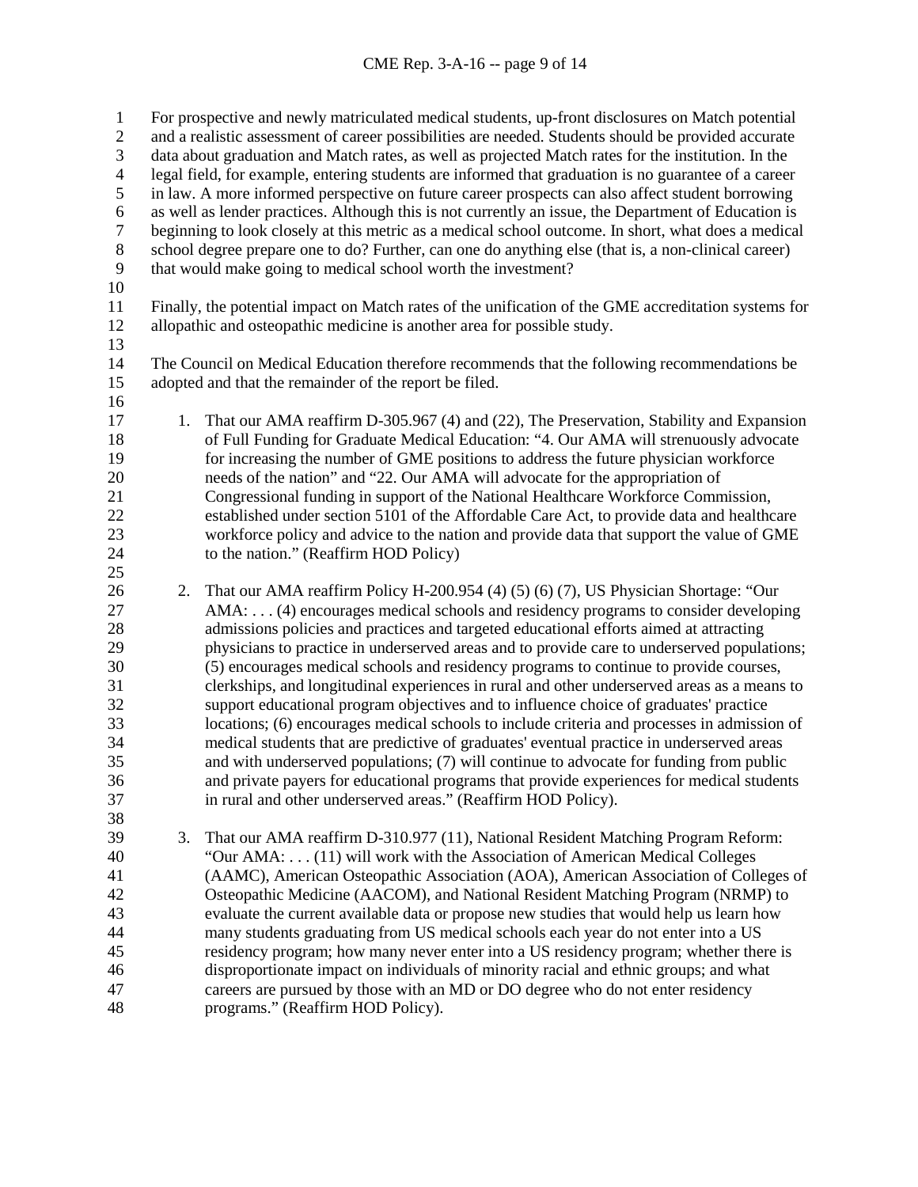For prospective and newly matriculated medical students, up-front disclosures on Match potential and a realistic assessment of career possibilities are needed. Students should be provided accurate data about graduation and Match rates, as well as projected Match rates for the institution. In the legal field, for example, entering students are informed that graduation is no guarantee of a career in law. A more informed perspective on future career prospects can also affect student borrowing as well as lender practices. Although this is not currently an issue, the Department of Education is beginning to look closely at this metric as a medical school outcome. In short, what does a medical school degree prepare one to do? Further, can one do anything else (that is, a non-clinical career) that would make going to medical school worth the investment?

Finally, the potential impact on Match rates of the unification of the GME accreditation systems for allopathic and osteopathic medicine is another area for possible study.

The Council on Medical Education therefore recommends that the following recommendations be adopted and that the remainder of the report be filed.

1. That our AMA reaffirm D-305.967 (4) and (22), The Preservation, Stability and Expansion of Full Funding for Graduate Medical Education: "4. Our AMA will strenuously advocate for increasing the number of GME positions to address the future physician workforce needs of the nation" and "22. Our AMA will advocate for the appropriation of Congressional funding in support of the National Healthcare Workforce Commission, established under section 5101 of the Affordable Care Act, to provide data and healthcare workforce policy and advice to the nation and provide data that support the value of GME to the nation." (Reaffirm HOD Policy)

2. That our AMA reaffirm Policy H-200.954 (4) (5) (6) (7), US Physician Shortage: "Our AMA: . . . (4) encourages medical schools and residency programs to consider developing admissions policies and practices and targeted educational efforts aimed at attracting physicians to practice in underserved areas and to provide care to underserved populations; (5) encourages medical schools and residency programs to continue to provide courses, clerkships, and longitudinal experiences in rural and other underserved areas as a means to support educational program objectives and to influence choice of graduates' practice locations; (6) encourages medical schools to include criteria and processes in admission of medical students that are predictive of graduates' eventual practice in underserved areas and with underserved populations; (7) will continue to advocate for funding from public and private payers for educational programs that provide experiences for medical students in rural and other underserved areas." (Reaffirm HOD Policy).

3. That our AMA reaffirm D-310.977 (11), National Resident Matching Program Reform: "Our AMA: . . . (11) will work with the Association of American Medical Colleges (AAMC), American Osteopathic Association (AOA), American Association of Colleges of Osteopathic Medicine (AACOM), and National Resident Matching Program (NRMP) to evaluate the current available data or propose new studies that would help us learn how many students graduating from US medical schools each year do not enter into a US residency program; how many never enter into a US residency program; whether there is disproportionate impact on individuals of minority racial and ethnic groups; and what careers are pursued by those with an MD or DO degree who do not enter residency programs." (Reaffirm HOD Policy).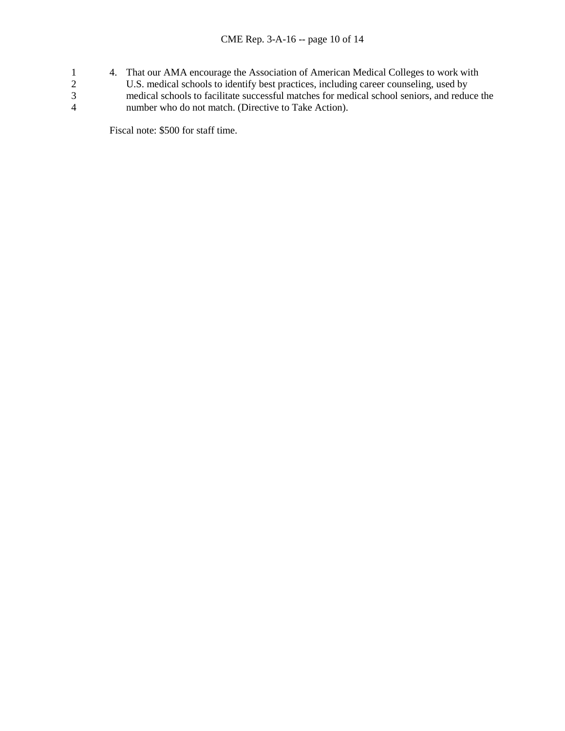4. That our AMA encourage the Association of American Medical Colleges to work with U.S. medical schools to identify best practices, including career counseling, used by medical schools to facilitate successful matches for medical school seniors, and reduce the number who do not match. (Directive to Take Action).

Fiscal note: $500 for staff time.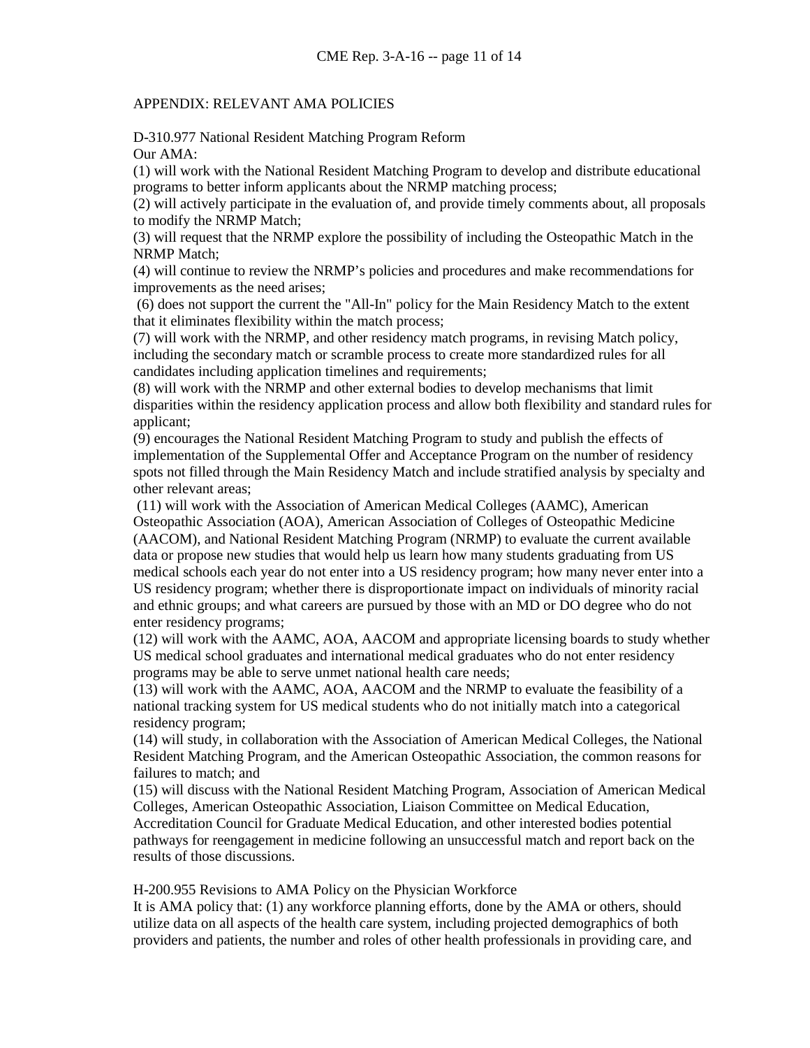APPENDIX: RELEVANT AMA POLICIES

D-310.977 National Resident Matching Program Reform

Our AMA:

(1) will work with the National Resident Matching Program to develop and distribute educational programs to better inform applicants about the NRMP matching process;

(2) will actively participate in the evaluation of, and provide timely comments about, all proposals to modify the NRMP Match;

(3) will request that the NRMP explore the possibility of including the Osteopathic Match in the NRMP Match;

(4) will continue to review the NRMP's policies and procedures and make recommendations for improvements as the need arises;

(6) does not support the current the "All-In" policy for the Main Residency Match to the extent that it eliminates flexibility within the match process;

(7) will work with the NRMP, and other residency match programs, in revising Match policy, including the secondary match or scramble process to create more standardized rules for all candidates including application timelines and requirements;

(8) will work with the NRMP and other external bodies to develop mechanisms that limit disparities within the residency application process and allow both flexibility and standard rules for applicant;

(9) encourages the National Resident Matching Program to study and publish the effects of implementation of the Supplemental Offer and Acceptance Program on the number of residency spots not filled through the Main Residency Match and include stratified analysis by specialty and other relevant areas;

(11) will work with the Association of American Medical Colleges (AAMC), American Osteopathic Association (AOA), American Association of Colleges of Osteopathic Medicine (AACOM), and National Resident Matching Program (NRMP) to evaluate the current available data or propose new studies that would help us learn how many students graduating from US medical schools each year do not enter into a US residency program; how many never enter into a US residency program; whether there is disproportionate impact on individuals of minority racial and ethnic groups; and what careers are pursued by those with an MD or DO degree who do not enter residency programs;

(12) will work with the AAMC, AOA, AACOM and appropriate licensing boards to study whether US medical school graduates and international medical graduates who do not enter residency programs may be able to serve unmet national health care needs;

(13) will work with the AAMC, AOA, AACOM and the NRMP to evaluate the feasibility of a national tracking system for US medical students who do not initially match into a categorical residency program;

(14) will study, in collaboration with the Association of American Medical Colleges, the National Resident Matching Program, and the American Osteopathic Association, the common reasons for failures to match; and

(15) will discuss with the National Resident Matching Program, Association of American Medical Colleges, American Osteopathic Association, Liaison Committee on Medical Education, Accreditation Council for Graduate Medical Education, and other interested bodies potential pathways for reengagement in medicine following an unsuccessful match and report back on the results of those discussions.

H-200.955 Revisions to AMA Policy on the Physician Workforce

It is AMA policy that: (1) any workforce planning efforts, done by the AMA or others, should utilize data on all aspects of the health care system, including projected demographics of both providers and patients, the number and roles of other health professionals in providing care, and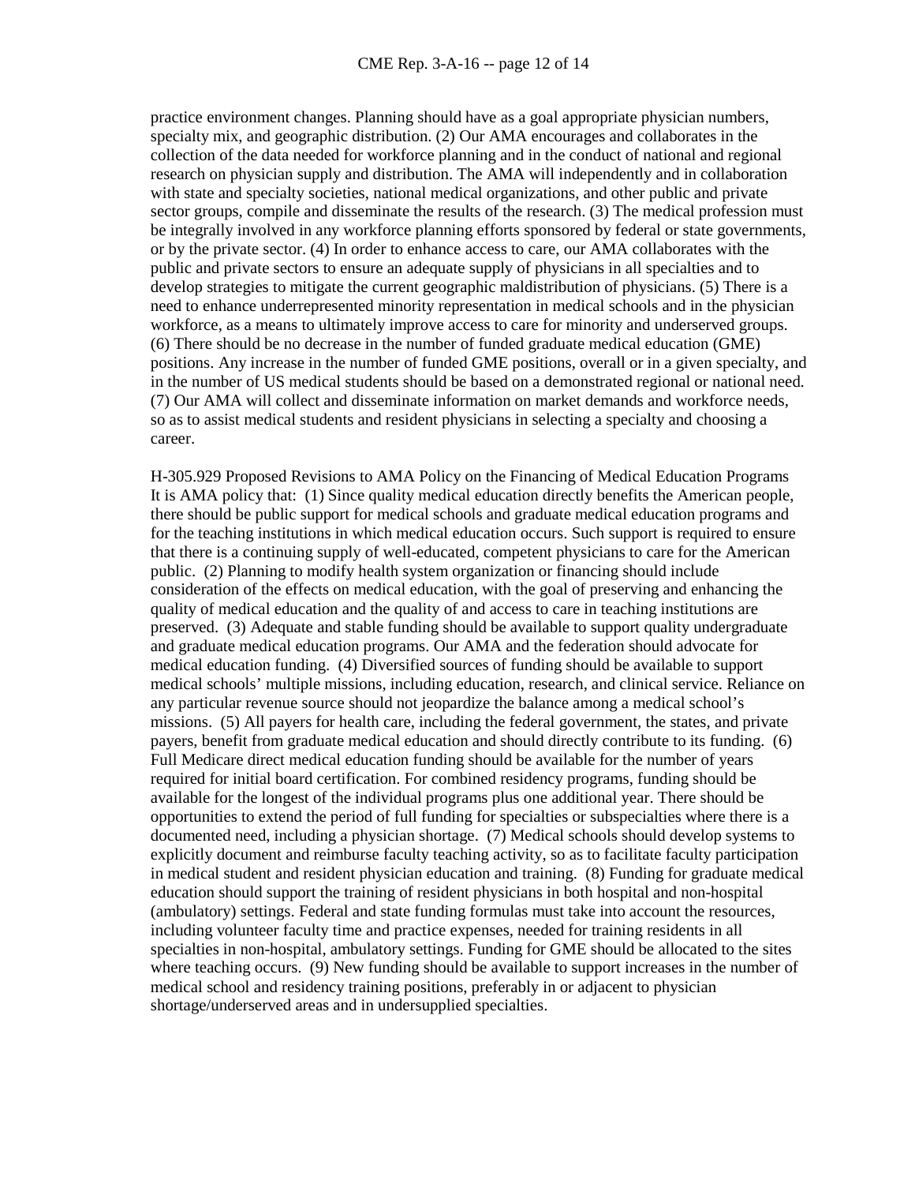practice environment changes. Planning should have as a goal appropriate physician numbers, specialty mix, and geographic distribution. (2) Our AMA encourages and collaborates in the collection of the data needed for workforce planning and in the conduct of national and regional research on physician supply and distribution. The AMA will independently and in collaboration with state and specialty societies, national medical organizations, and other public and private sector groups, compile and disseminate the results of the research. (3) The medical profession must be integrally involved in any workforce planning efforts sponsored by federal or state governments, or by the private sector. (4) In order to enhance access to care, our AMA collaborates with the public and private sectors to ensure an adequate supply of physicians in all specialties and to develop strategies to mitigate the current geographic maldistribution of physicians. (5) There is a need to enhance underrepresented minority representation in medical schools and in the physician workforce, as a means to ultimately improve access to care for minority and underserved groups. (6) There should be no decrease in the number of funded graduate medical education (GME) positions. Any increase in the number of funded GME positions, overall or in a given specialty, and in the number of US medical students should be based on a demonstrated regional or national need. (7) Our AMA will collect and disseminate information on market demands and workforce needs, so as to assist medical students and resident physicians in selecting a specialty and choosing a career.

H-305.929 Proposed Revisions to AMA Policy on the Financing of Medical Education Programs
It is AMA policy that: (1) Since quality medical education directly benefits the American people, there should be public support for medical schools and graduate medical education programs and for the teaching institutions in which medical education occurs. Such support is required to ensure that there is a continuing supply of well-educated, competent physicians to care for the American public. (2) Planning to modify health system organization or financing should include consideration of the effects on medical education, with the goal of preserving and enhancing the quality of medical education and the quality of and access to care in teaching institutions are preserved. (3) Adequate and stable funding should be available to support quality undergraduate and graduate medical education programs. Our AMA and the federation should advocate for medical education funding. (4) Diversified sources of funding should be available to support medical schools' multiple missions, including education, research, and clinical service. Reliance on any particular revenue source should not jeopardize the balance among a medical school's missions. (5) All payers for health care, including the federal government, the states, and private payers, benefit from graduate medical education and should directly contribute to its funding. (6) Full Medicare direct medical education funding should be available for the number of years required for initial board certification. For combined residency programs, funding should be available for the longest of the individual programs plus one additional year. There should be opportunities to extend the period of full funding for specialties or subspecialties where there is a documented need, including a physician shortage. (7) Medical schools should develop systems to explicitly document and reimburse faculty teaching activity, so as to facilitate faculty participation in medical student and resident physician education and training. (8) Funding for graduate medical education should support the training of resident physicians in both hospital and non-hospital (ambulatory) settings. Federal and state funding formulas must take into account the resources, including volunteer faculty time and practice expenses, needed for training residents in all specialties in non-hospital, ambulatory settings. Funding for GME should be allocated to the sites where teaching occurs. (9) New funding should be available to support increases in the number of medical school and residency training positions, preferably in or adjacent to physician shortage/underserved areas and in undersupplied specialties.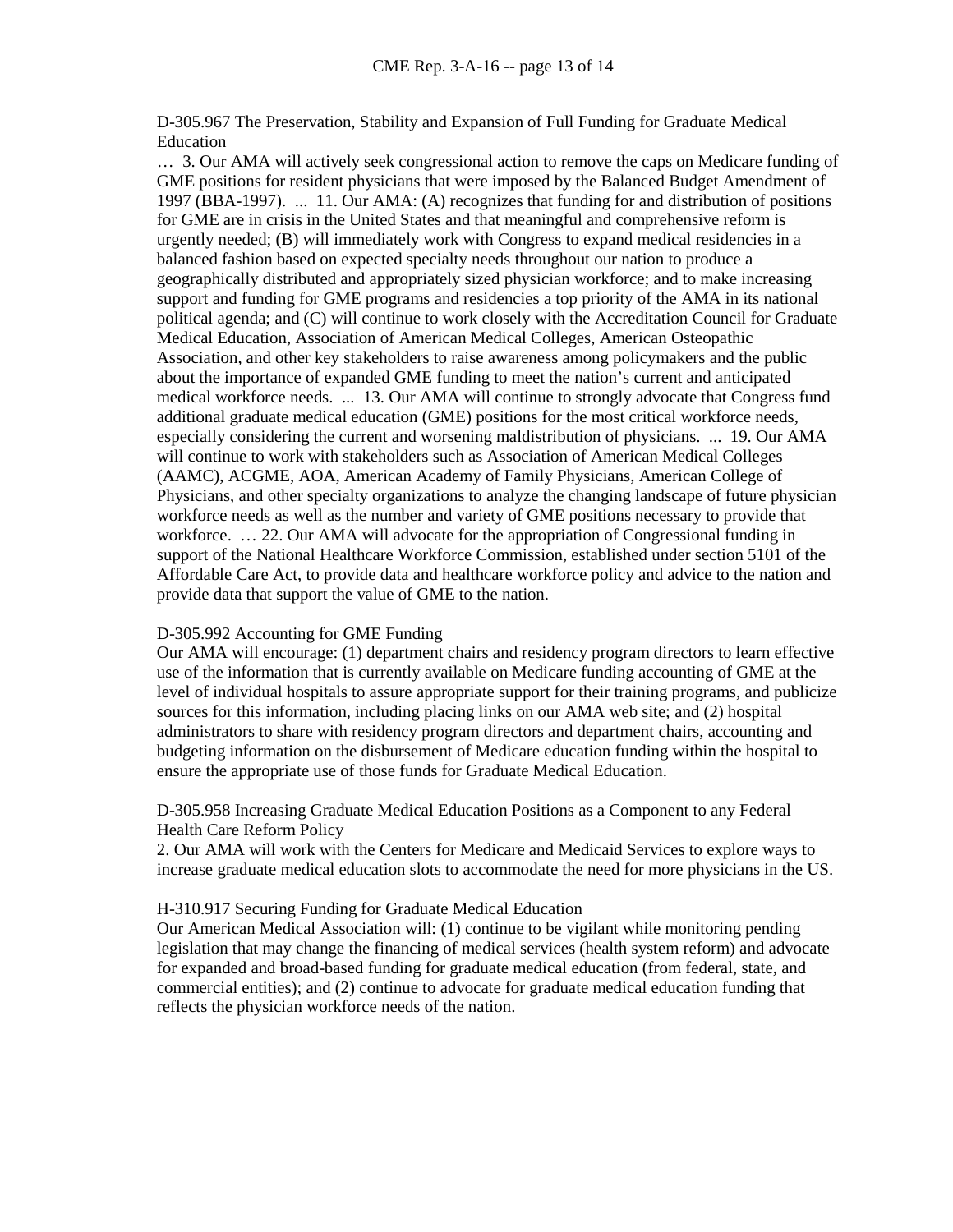D-305.967 The Preservation, Stability and Expansion of Full Funding for Graduate Medical Education

… 3. Our AMA will actively seek congressional action to remove the caps on Medicare funding of GME positions for resident physicians that were imposed by the Balanced Budget Amendment of 1997 (BBA-1997). ... 11. Our AMA: (A) recognizes that funding for and distribution of positions for GME are in crisis in the United States and that meaningful and comprehensive reform is urgently needed; (B) will immediately work with Congress to expand medical residencies in a balanced fashion based on expected specialty needs throughout our nation to produce a geographically distributed and appropriately sized physician workforce; and to make increasing support and funding for GME programs and residencies a top priority of the AMA in its national political agenda; and (C) will continue to work closely with the Accreditation Council for Graduate Medical Education, Association of American Medical Colleges, American Osteopathic Association, and other key stakeholders to raise awareness among policymakers and the public about the importance of expanded GME funding to meet the nation's current and anticipated medical workforce needs. ... 13. Our AMA will continue to strongly advocate that Congress fund additional graduate medical education (GME) positions for the most critical workforce needs, especially considering the current and worsening maldistribution of physicians. ... 19. Our AMA will continue to work with stakeholders such as Association of American Medical Colleges (AAMC), ACGME, AOA, American Academy of Family Physicians, American College of Physicians, and other specialty organizations to analyze the changing landscape of future physician workforce needs as well as the number and variety of GME positions necessary to provide that workforce. … 22. Our AMA will advocate for the appropriation of Congressional funding in support of the National Healthcare Workforce Commission, established under section 5101 of the Affordable Care Act, to provide data and healthcare workforce policy and advice to the nation and provide data that support the value of GME to the nation.

D-305.992 Accounting for GME Funding

Our AMA will encourage: (1) department chairs and residency program directors to learn effective use of the information that is currently available on Medicare funding accounting of GME at the level of individual hospitals to assure appropriate support for their training programs, and publicize sources for this information, including placing links on our AMA web site; and (2) hospital administrators to share with residency program directors and department chairs, accounting and budgeting information on the disbursement of Medicare education funding within the hospital to ensure the appropriate use of those funds for Graduate Medical Education.

D-305.958 Increasing Graduate Medical Education Positions as a Component to any Federal Health Care Reform Policy

2. Our AMA will work with the Centers for Medicare and Medicaid Services to explore ways to increase graduate medical education slots to accommodate the need for more physicians in the US.

H-310.917 Securing Funding for Graduate Medical Education

Our American Medical Association will: (1) continue to be vigilant while monitoring pending legislation that may change the financing of medical services (health system reform) and advocate for expanded and broad-based funding for graduate medical education (from federal, state, and commercial entities); and (2) continue to advocate for graduate medical education funding that reflects the physician workforce needs of the nation.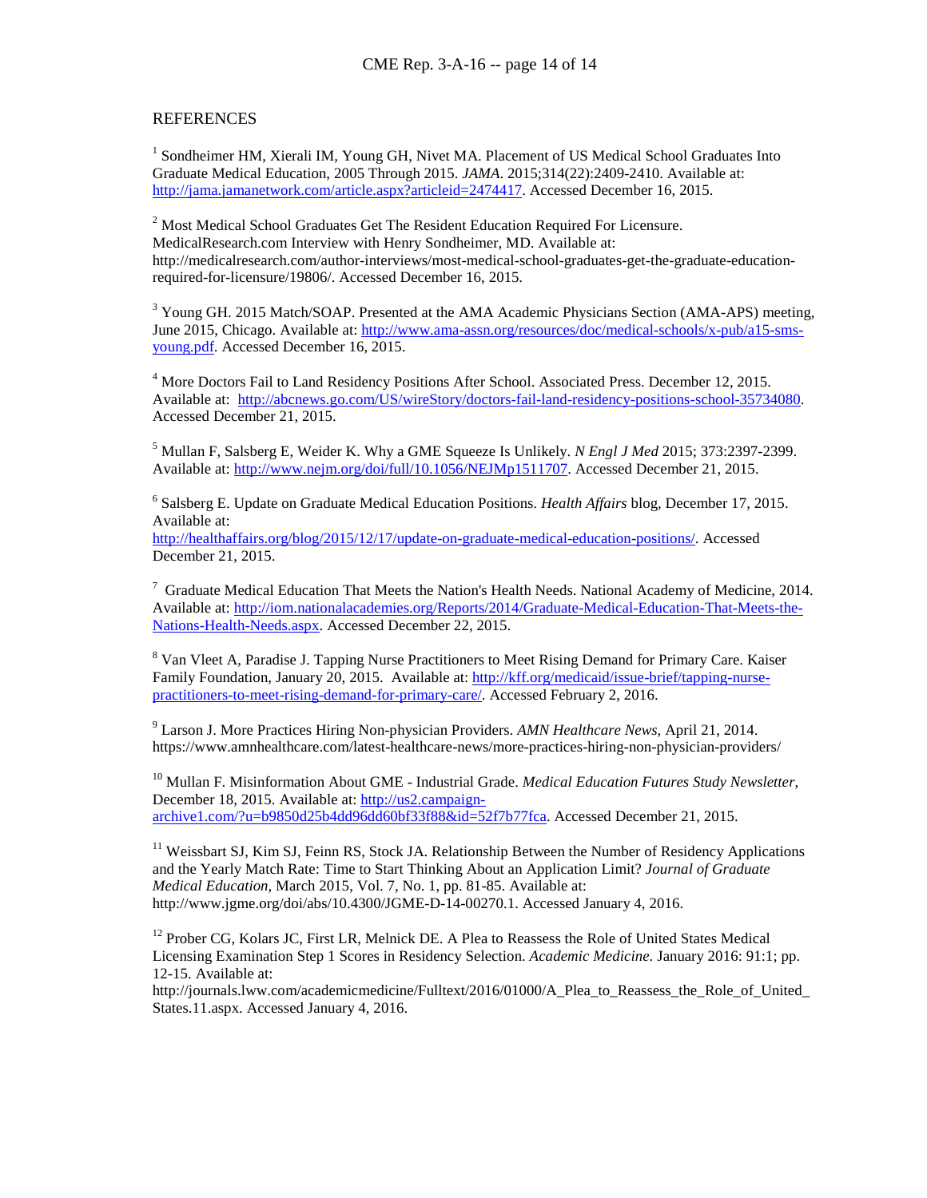## REFERENCES

[1] Sondheimer HM, Xierali IM, Young GH, Nivet MA. Placement of US Medical School Graduates Into Graduate Medical Education, 2005 Through 2015. *JAMA*. 2015;314(22):2409-2410. Available at: http://jama.jamanetwork.com/article.aspx?articleid=2474417. Accessed December 16, 2015.

[2] Most Medical School Graduates Get The Resident Education Required For Licensure. MedicalResearch.com Interview with Henry Sondheimer, MD. Available at: http://medicalresearch.com/author-interviews/most-medical-school-graduates-get-the-graduate-education-required-for-licensure/19806/. Accessed December 16, 2015.

[3] Young GH. 2015 Match/SOAP. Presented at the AMA Academic Physicians Section (AMA-APS) meeting, June 2015, Chicago. Available at: http://www.ama-assn.org/resources/doc/medical-schools/x-pub/a15-sms-young.pdf. Accessed December 16, 2015.

[4] More Doctors Fail to Land Residency Positions After School. Associated Press. December 12, 2015. Available at: http://abcnews.go.com/US/wireStory/doctors-fail-land-residency-positions-school-35734080. Accessed December 21, 2015.

[5] Mullan F, Salsberg E, Weider K. Why a GME Squeeze Is Unlikely. *N Engl J Med* 2015; 373:2397-2399. Available at: http://www.nejm.org/doi/full/10.1056/NEJMp1511707. Accessed December 21, 2015.

[6] Salsberg E. Update on Graduate Medical Education Positions. *Health Affairs* blog, December 17, 2015. Available at: http://healthaffairs.org/blog/2015/12/17/update-on-graduate-medical-education-positions/. Accessed December 21, 2015.

[7] Graduate Medical Education That Meets the Nation's Health Needs. National Academy of Medicine, 2014. Available at: http://iom.nationalacademies.org/Reports/2014/Graduate-Medical-Education-That-Meets-the-Nations-Health-Needs.aspx. Accessed December 22, 2015.

[8] Van Vleet A, Paradise J. Tapping Nurse Practitioners to Meet Rising Demand for Primary Care. Kaiser Family Foundation, January 20, 2015. Available at: http://kff.org/medicaid/issue-brief/tapping-nurse-practitioners-to-meet-rising-demand-for-primary-care/. Accessed February 2, 2016.

[9] Larson J. More Practices Hiring Non-physician Providers. *AMN Healthcare News*, April 21, 2014. https://www.amnhealthcare.com/latest-healthcare-news/more-practices-hiring-non-physician-providers/

[10] Mullan F. Misinformation About GME - Industrial Grade. *Medical Education Futures Study Newsletter*, December 18, 2015. Available at: http://us2.campaign-archive1.com/?u=b9850d25b4dd96dd60bf33f88&id=52f7b77fca. Accessed December 21, 2015.

[11] Weissbart SJ, Kim SJ, Feinn RS, Stock JA. Relationship Between the Number of Residency Applications and the Yearly Match Rate: Time to Start Thinking About an Application Limit? *Journal of Graduate Medical Education*, March 2015, Vol. 7, No. 1, pp. 81-85. Available at: http://www.jgme.org/doi/abs/10.4300/JGME-D-14-00270.1. Accessed January 4, 2016.

[12] Prober CG, Kolars JC, First LR, Melnick DE. A Plea to Reassess the Role of United States Medical Licensing Examination Step 1 Scores in Residency Selection. *Academic Medicine*. January 2016: 91:1; pp. 12-15. Available at: http://journals.lww.com/academicmedicine/Fulltext/2016/01000/A_Plea_to_Reassess_the_Role_of_United_States.11.aspx. Accessed January 4, 2016.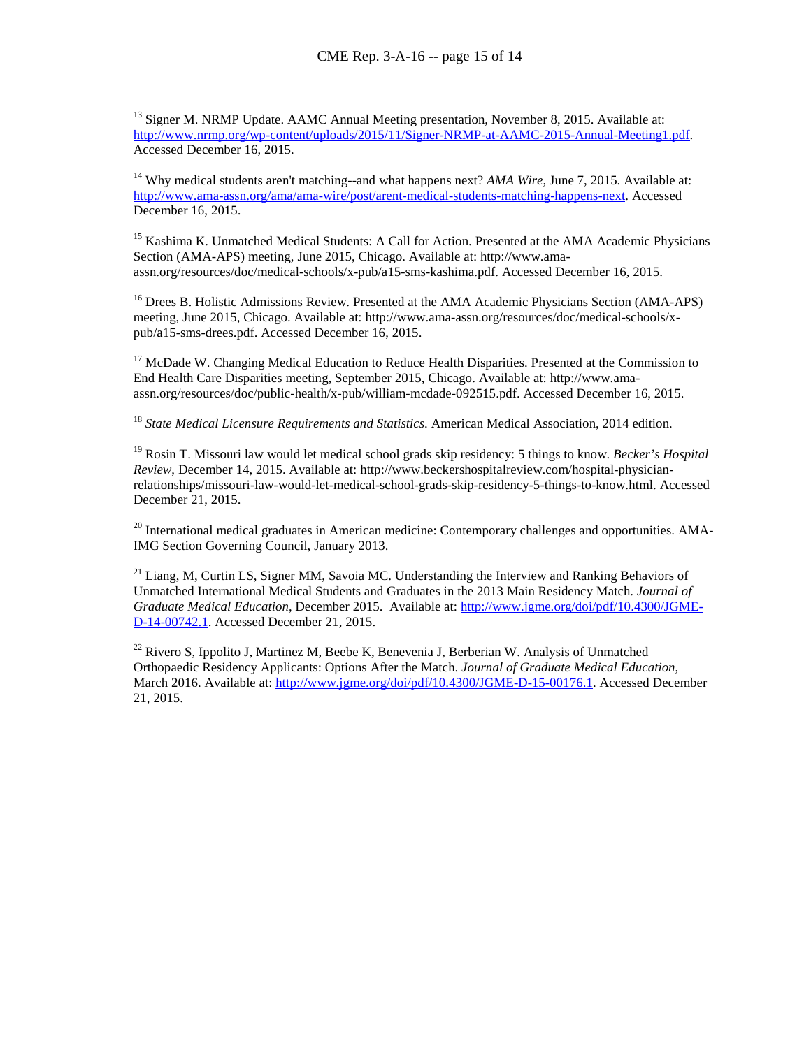[13] Signer M. NRMP Update. AAMC Annual Meeting presentation, November 8, 2015. Available at: http://www.nrmp.org/wp-content/uploads/2015/11/Signer-NRMP-at-AAMC-2015-Annual-Meeting1.pdf. Accessed December 16, 2015.

[14] Why medical students aren't matching--and what happens next? *AMA Wire*, June 7, 2015. Available at: http://www.ama-assn.org/ama/ama-wire/post/arent-medical-students-matching-happens-next. Accessed December 16, 2015.

[15] Kashima K. Unmatched Medical Students: A Call for Action. Presented at the AMA Academic Physicians Section (AMA-APS) meeting, June 2015, Chicago. Available at: http://www.ama-assn.org/resources/doc/medical-schools/x-pub/a15-sms-kashima.pdf. Accessed December 16, 2015.

[16] Drees B. Holistic Admissions Review. Presented at the AMA Academic Physicians Section (AMA-APS) meeting, June 2015, Chicago. Available at: http://www.ama-assn.org/resources/doc/medical-schools/x-pub/a15-sms-drees.pdf. Accessed December 16, 2015.

[17] McDade W. Changing Medical Education to Reduce Health Disparities. Presented at the Commission to End Health Care Disparities meeting, September 2015, Chicago. Available at: http://www.ama-assn.org/resources/doc/public-health/x-pub/william-mcdade-092515.pdf. Accessed December 16, 2015.

[18] *State Medical Licensure Requirements and Statistics*. American Medical Association, 2014 edition.

[19] Rosin T. Missouri law would let medical school grads skip residency: 5 things to know. *Becker's Hospital Review*, December 14, 2015. Available at: http://www.beckershospitalreview.com/hospital-physician-relationships/missouri-law-would-let-medical-school-grads-skip-residency-5-things-to-know.html. Accessed December 21, 2015.

[20] International medical graduates in American medicine: Contemporary challenges and opportunities. AMA-IMG Section Governing Council, January 2013.

[21] Liang, M, Curtin LS, Signer MM, Savoia MC. Understanding the Interview and Ranking Behaviors of Unmatched International Medical Students and Graduates in the 2013 Main Residency Match. *Journal of Graduate Medical Education*, December 2015. Available at: http://www.jgme.org/doi/pdf/10.4300/JGME-D-14-00742.1. Accessed December 21, 2015.

[22] Rivero S, Ippolito J, Martinez M, Beebe K, Benevenia J, Berberian W. Analysis of Unmatched Orthopaedic Residency Applicants: Options After the Match. *Journal of Graduate Medical Education*, March 2016. Available at: http://www.jgme.org/doi/pdf/10.4300/JGME-D-15-00176.1. Accessed December 21, 2015.